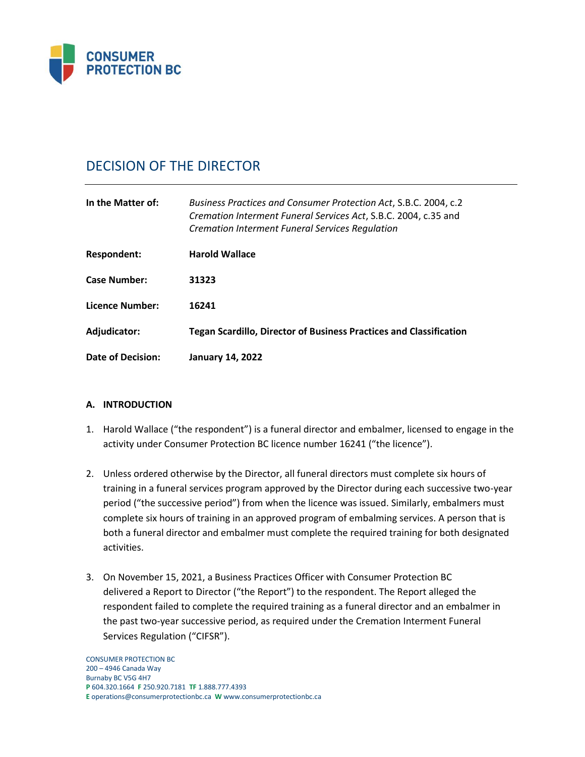CONSUMER PROTECTION BC

# DECISION OF THE DIRECTOR

| | |
|---|---|
| **In the Matter of:** | *Business Practices and Consumer Protection Act*, S.B.C. 2004, c.2 *Cremation Interment Funeral Services Act*, S.B.C. 2004, c.35 and *Cremation Interment Funeral Services Regulation* |
| **Respondent:** | **Harold Wallace** |
| **Case Number:** | **31323** |
| **Licence Number:** | **16241** |
| **Adjudicator:** | **Tegan Scardillo, Director of Business Practices and Classification** |
| **Date of Decision:** | **January 14, 2022** |

## A. INTRODUCTION

1. Harold Wallace ("the respondent") is a funeral director and embalmer, licensed to engage in the activity under Consumer Protection BC licence number 16241 ("the licence").

2. Unless ordered otherwise by the Director, all funeral directors must complete six hours of training in a funeral services program approved by the Director during each successive two-year period ("the successive period") from when the licence was issued. Similarly, embalmers must complete six hours of training in an approved program of embalming services. A person that is both a funeral director and embalmer must complete the required training for both designated activities.

3. On November 15, 2021, a Business Practices Officer with Consumer Protection BC delivered a Report to Director ("the Report") to the respondent. The Report alleged the respondent failed to complete the required training as a funeral director and an embalmer in the past two-year successive period, as required under the Cremation Interment Funeral Services Regulation ("CIFSR").

CONSUMER PROTECTION BC
200 – 4946 Canada Way
Burnaby BC V5G 4H7
**P** 604.320.1664 **F** 250.920.7181 **TF** 1.888.777.4393
**E** operations@consumerprotectionbc.ca **W** www.consumerprotectionbc.ca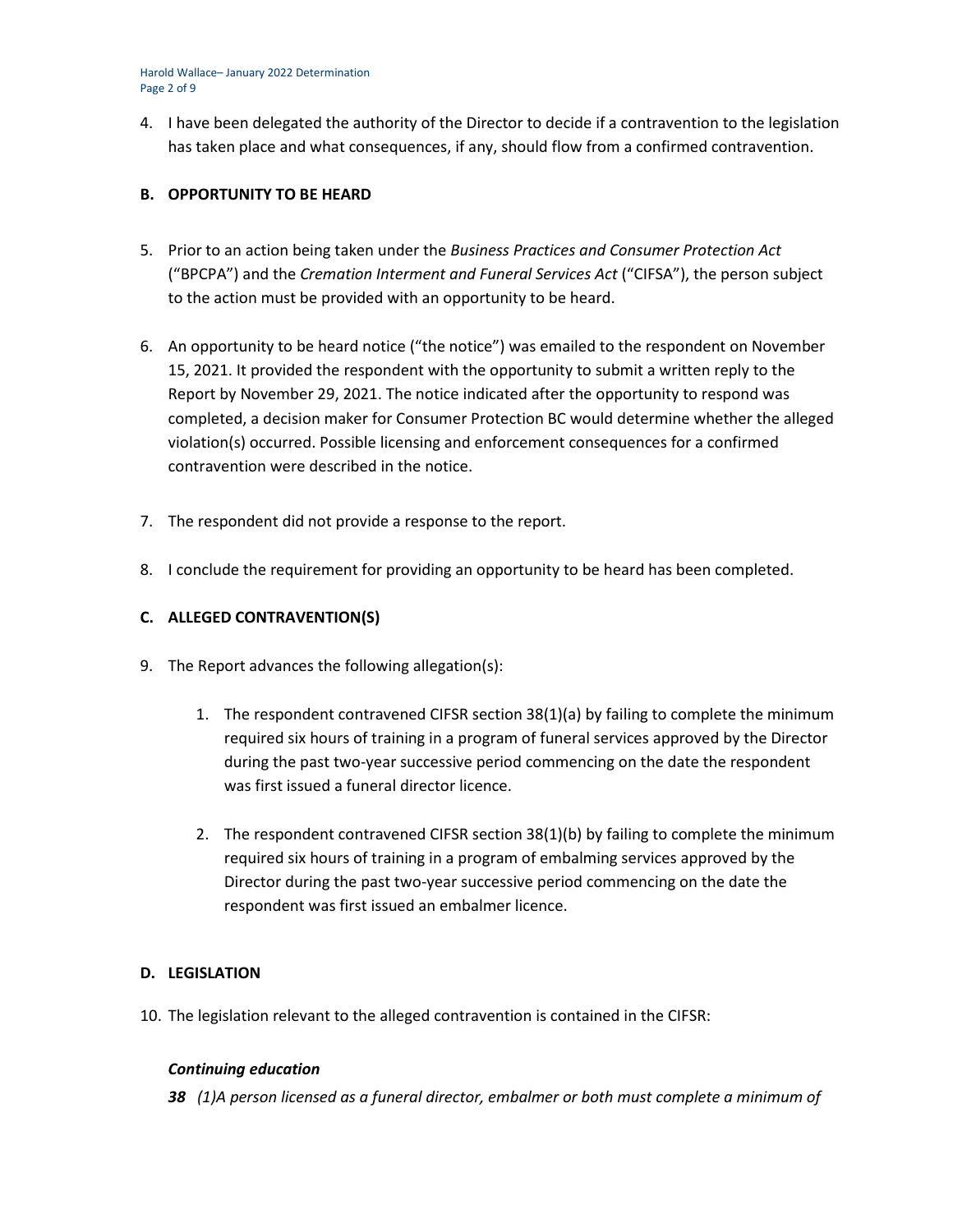4. I have been delegated the authority of the Director to decide if a contravention to the legislation has taken place and what consequences, if any, should flow from a confirmed contravention.

## B. OPPORTUNITY TO BE HEARD

5. Prior to an action being taken under the *Business Practices and Consumer Protection Act* ("BPCPA") and the *Cremation Interment and Funeral Services Act* ("CIFSA"), the person subject to the action must be provided with an opportunity to be heard.

6. An opportunity to be heard notice ("the notice") was emailed to the respondent on November 15, 2021. It provided the respondent with the opportunity to submit a written reply to the Report by November 29, 2021. The notice indicated after the opportunity to respond was completed, a decision maker for Consumer Protection BC would determine whether the alleged violation(s) occurred. Possible licensing and enforcement consequences for a confirmed contravention were described in the notice.

7. The respondent did not provide a response to the report.

8. I conclude the requirement for providing an opportunity to be heard has been completed.

## C. ALLEGED CONTRAVENTION(S)

9. The Report advances the following allegation(s):

   1. The respondent contravened CIFSR section 38(1)(a) by failing to complete the minimum required six hours of training in a program of funeral services approved by the Director during the past two-year successive period commencing on the date the respondent was first issued a funeral director licence.

   2. The respondent contravened CIFSR section 38(1)(b) by failing to complete the minimum required six hours of training in a program of embalming services approved by the Director during the past two-year successive period commencing on the date the respondent was first issued an embalmer licence.

## D. LEGISLATION

10. The legislation relevant to the alleged contravention is contained in the CIFSR:

***Continuing education***

***38*** *(1)A person licensed as a funeral director, embalmer or both must complete a minimum of*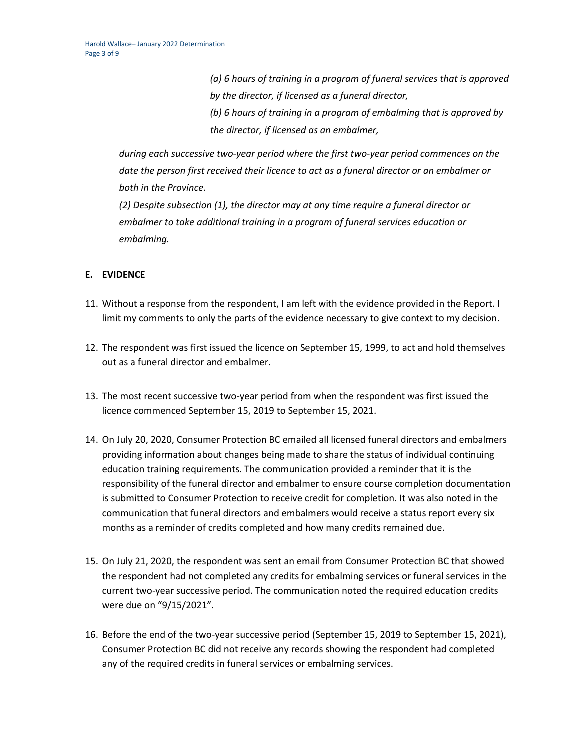*(a) 6 hours of training in a program of funeral services that is approved by the director, if licensed as a funeral director,*

*(b) 6 hours of training in a program of embalming that is approved by the director, if licensed as an embalmer,*

*during each successive two-year period where the first two-year period commences on the date the person first received their licence to act as a funeral director or an embalmer or both in the Province.*

*(2) Despite subsection (1), the director may at any time require a funeral director or embalmer to take additional training in a program of funeral services education or embalming.*

## E. EVIDENCE

11. Without a response from the respondent, I am left with the evidence provided in the Report. I limit my comments to only the parts of the evidence necessary to give context to my decision.

12. The respondent was first issued the licence on September 15, 1999, to act and hold themselves out as a funeral director and embalmer.

13. The most recent successive two-year period from when the respondent was first issued the licence commenced September 15, 2019 to September 15, 2021.

14. On July 20, 2020, Consumer Protection BC emailed all licensed funeral directors and embalmers providing information about changes being made to share the status of individual continuing education training requirements. The communication provided a reminder that it is the responsibility of the funeral director and embalmer to ensure course completion documentation is submitted to Consumer Protection to receive credit for completion. It was also noted in the communication that funeral directors and embalmers would receive a status report every six months as a reminder of credits completed and how many credits remained due.

15. On July 21, 2020, the respondent was sent an email from Consumer Protection BC that showed the respondent had not completed any credits for embalming services or funeral services in the current two-year successive period. The communication noted the required education credits were due on "9/15/2021".

16. Before the end of the two-year successive period (September 15, 2019 to September 15, 2021), Consumer Protection BC did not receive any records showing the respondent had completed any of the required credits in funeral services or embalming services.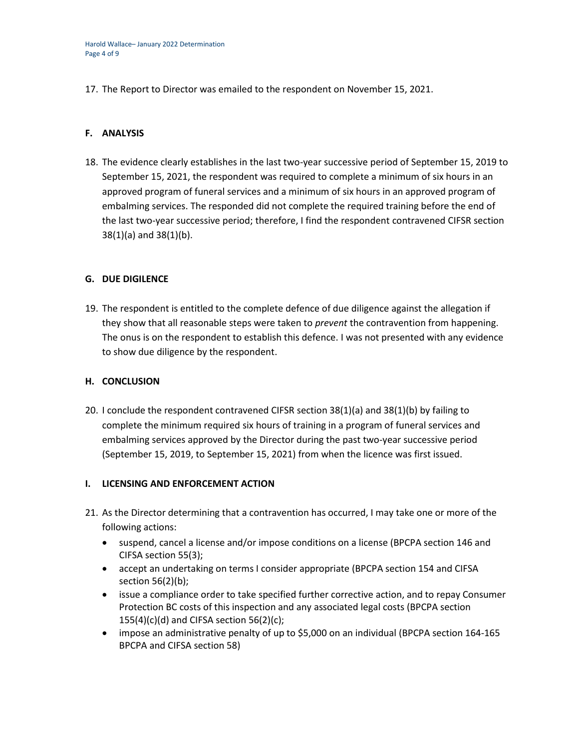17. The Report to Director was emailed to the respondent on November 15, 2021.

## F. ANALYSIS

18. The evidence clearly establishes in the last two-year successive period of September 15, 2019 to September 15, 2021, the respondent was required to complete a minimum of six hours in an approved program of funeral services and a minimum of six hours in an approved program of embalming services. The responded did not complete the required training before the end of the last two-year successive period; therefore, I find the respondent contravened CIFSR section 38(1)(a) and 38(1)(b).

## G. DUE DIGILENCE

19. The respondent is entitled to the complete defence of due diligence against the allegation if they show that all reasonable steps were taken to *prevent* the contravention from happening. The onus is on the respondent to establish this defence. I was not presented with any evidence to show due diligence by the respondent.

## H. CONCLUSION

20. I conclude the respondent contravened CIFSR section 38(1)(a) and 38(1)(b) by failing to complete the minimum required six hours of training in a program of funeral services and embalming services approved by the Director during the past two-year successive period (September 15, 2019, to September 15, 2021) from when the licence was first issued.

## I. LICENSING AND ENFORCEMENT ACTION

21. As the Director determining that a contravention has occurred, I may take one or more of the following actions:
    - suspend, cancel a license and/or impose conditions on a license (BPCPA section 146 and CIFSA section 55(3);
    - accept an undertaking on terms I consider appropriate (BPCPA section 154 and CIFSA section 56(2)(b);
    - issue a compliance order to take specified further corrective action, and to repay Consumer Protection BC costs of this inspection and any associated legal costs (BPCPA section 155(4)(c)(d) and CIFSA section 56(2)(c);
    - impose an administrative penalty of up to $5,000 on an individual (BPCPA section 164-165 BPCPA and CIFSA section 58)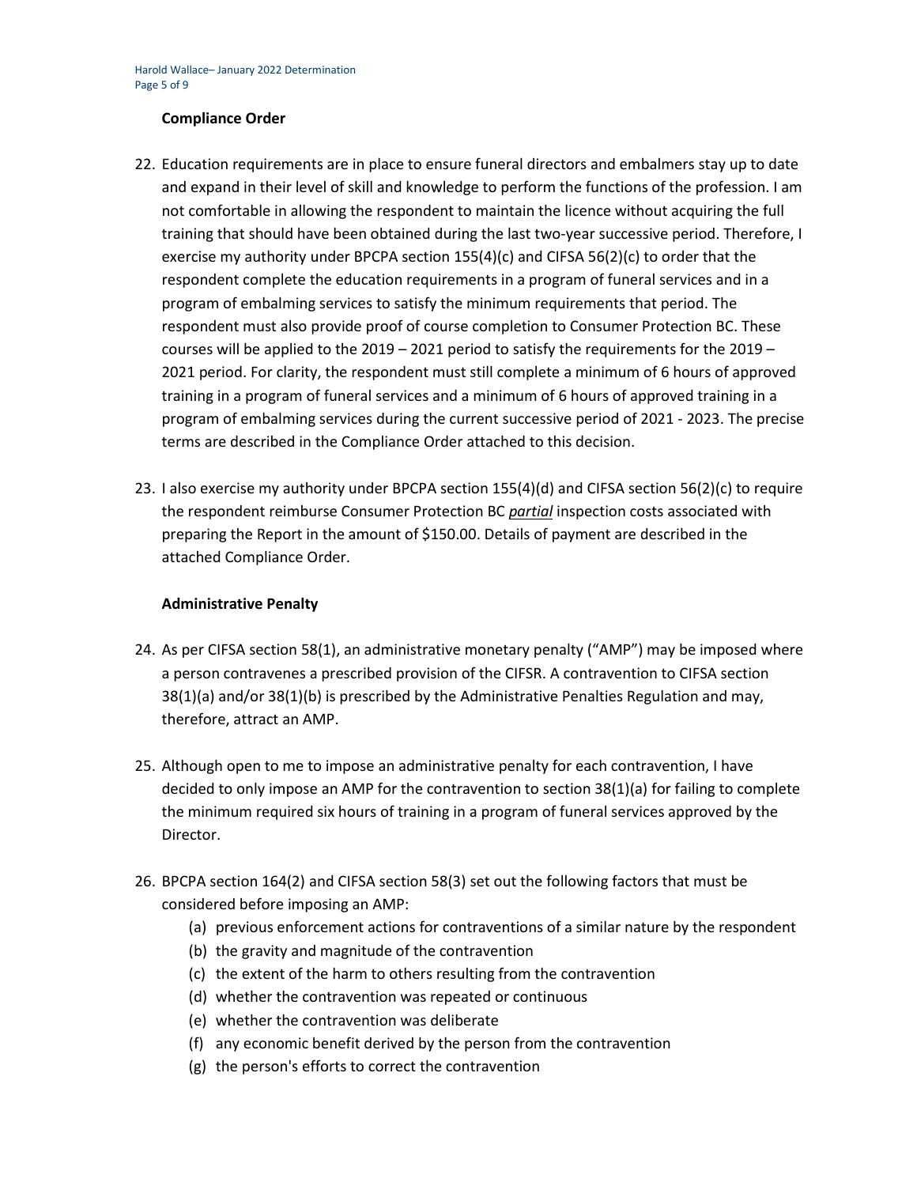**Compliance Order**

22. Education requirements are in place to ensure funeral directors and embalmers stay up to date and expand in their level of skill and knowledge to perform the functions of the profession. I am not comfortable in allowing the respondent to maintain the licence without acquiring the full training that should have been obtained during the last two-year successive period. Therefore, I exercise my authority under BPCPA section 155(4)(c) and CIFSA 56(2)(c) to order that the respondent complete the education requirements in a program of funeral services and in a program of embalming services to satisfy the minimum requirements that period. The respondent must also provide proof of course completion to Consumer Protection BC. These courses will be applied to the 2019 – 2021 period to satisfy the requirements for the 2019 – 2021 period. For clarity, the respondent must still complete a minimum of 6 hours of approved training in a program of funeral services and a minimum of 6 hours of approved training in a program of embalming services during the current successive period of 2021 - 2023. The precise terms are described in the Compliance Order attached to this decision.

23. I also exercise my authority under BPCPA section 155(4)(d) and CIFSA section 56(2)(c) to require the respondent reimburse Consumer Protection BC *partial* inspection costs associated with preparing the Report in the amount of $150.00. Details of payment are described in the attached Compliance Order.

**Administrative Penalty**

24. As per CIFSA section 58(1), an administrative monetary penalty ("AMP") may be imposed where a person contravenes a prescribed provision of the CIFSR. A contravention to CIFSA section 38(1)(a) and/or 38(1)(b) is prescribed by the Administrative Penalties Regulation and may, therefore, attract an AMP.

25. Although open to me to impose an administrative penalty for each contravention, I have decided to only impose an AMP for the contravention to section 38(1)(a) for failing to complete the minimum required six hours of training in a program of funeral services approved by the Director.

26. BPCPA section 164(2) and CIFSA section 58(3) set out the following factors that must be considered before imposing an AMP:
    (a) previous enforcement actions for contraventions of a similar nature by the respondent
    (b) the gravity and magnitude of the contravention
    (c) the extent of the harm to others resulting from the contravention
    (d) whether the contravention was repeated or continuous
    (e) whether the contravention was deliberate
    (f) any economic benefit derived by the person from the contravention
    (g) the person's efforts to correct the contravention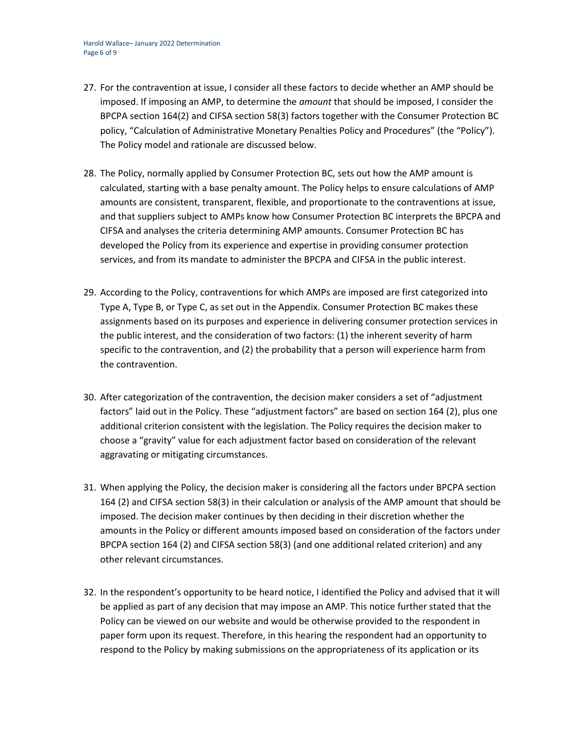27. For the contravention at issue, I consider all these factors to decide whether an AMP should be imposed. If imposing an AMP, to determine the *amount* that should be imposed, I consider the BPCPA section 164(2) and CIFSA section 58(3) factors together with the Consumer Protection BC policy, "Calculation of Administrative Monetary Penalties Policy and Procedures" (the "Policy"). The Policy model and rationale are discussed below.

28. The Policy, normally applied by Consumer Protection BC, sets out how the AMP amount is calculated, starting with a base penalty amount. The Policy helps to ensure calculations of AMP amounts are consistent, transparent, flexible, and proportionate to the contraventions at issue, and that suppliers subject to AMPs know how Consumer Protection BC interprets the BPCPA and CIFSA and analyses the criteria determining AMP amounts. Consumer Protection BC has developed the Policy from its experience and expertise in providing consumer protection services, and from its mandate to administer the BPCPA and CIFSA in the public interest.

29. According to the Policy, contraventions for which AMPs are imposed are first categorized into Type A, Type B, or Type C, as set out in the Appendix. Consumer Protection BC makes these assignments based on its purposes and experience in delivering consumer protection services in the public interest, and the consideration of two factors: (1) the inherent severity of harm specific to the contravention, and (2) the probability that a person will experience harm from the contravention.

30. After categorization of the contravention, the decision maker considers a set of "adjustment factors" laid out in the Policy. These "adjustment factors" are based on section 164 (2), plus one additional criterion consistent with the legislation. The Policy requires the decision maker to choose a "gravity" value for each adjustment factor based on consideration of the relevant aggravating or mitigating circumstances.

31. When applying the Policy, the decision maker is considering all the factors under BPCPA section 164 (2) and CIFSA section 58(3) in their calculation or analysis of the AMP amount that should be imposed. The decision maker continues by then deciding in their discretion whether the amounts in the Policy or different amounts imposed based on consideration of the factors under BPCPA section 164 (2) and CIFSA section 58(3) (and one additional related criterion) and any other relevant circumstances.

32. In the respondent's opportunity to be heard notice, I identified the Policy and advised that it will be applied as part of any decision that may impose an AMP. This notice further stated that the Policy can be viewed on our website and would be otherwise provided to the respondent in paper form upon its request. Therefore, in this hearing the respondent had an opportunity to respond to the Policy by making submissions on the appropriateness of its application or its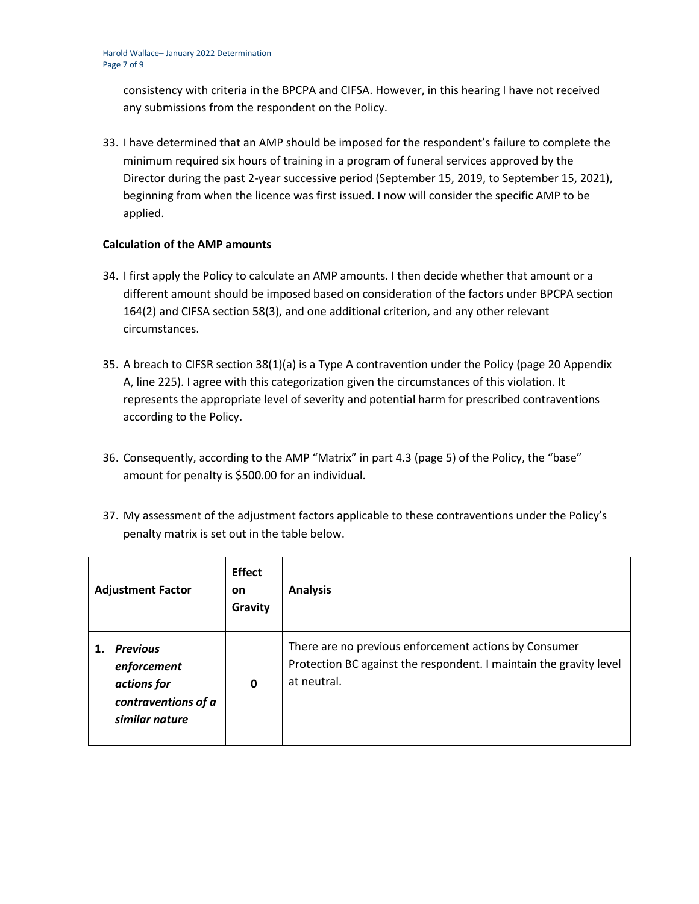consistency with criteria in the BPCPA and CIFSA. However, in this hearing I have not received any submissions from the respondent on the Policy.

33. I have determined that an AMP should be imposed for the respondent's failure to complete the minimum required six hours of training in a program of funeral services approved by the Director during the past 2-year successive period (September 15, 2019, to September 15, 2021), beginning from when the licence was first issued. I now will consider the specific AMP to be applied.

**Calculation of the AMP amounts**

34. I first apply the Policy to calculate an AMP amounts. I then decide whether that amount or a different amount should be imposed based on consideration of the factors under BPCPA section 164(2) and CIFSA section 58(3), and one additional criterion, and any other relevant circumstances.

35. A breach to CIFSR section 38(1)(a) is a Type A contravention under the Policy (page 20 Appendix A, line 225). I agree with this categorization given the circumstances of this violation. It represents the appropriate level of severity and potential harm for prescribed contraventions according to the Policy.

36. Consequently, according to the AMP "Matrix" in part 4.3 (page 5) of the Policy, the "base" amount for penalty is $500.00 for an individual.

37. My assessment of the adjustment factors applicable to these contraventions under the Policy's penalty matrix is set out in the table below.

| Adjustment Factor | Effect on Gravity | Analysis |
|---|---|---|
| **1.** ***Previous enforcement actions for contraventions of a similar nature*** | **0** | There are no previous enforcement actions by Consumer Protection BC against the respondent. I maintain the gravity level at neutral. |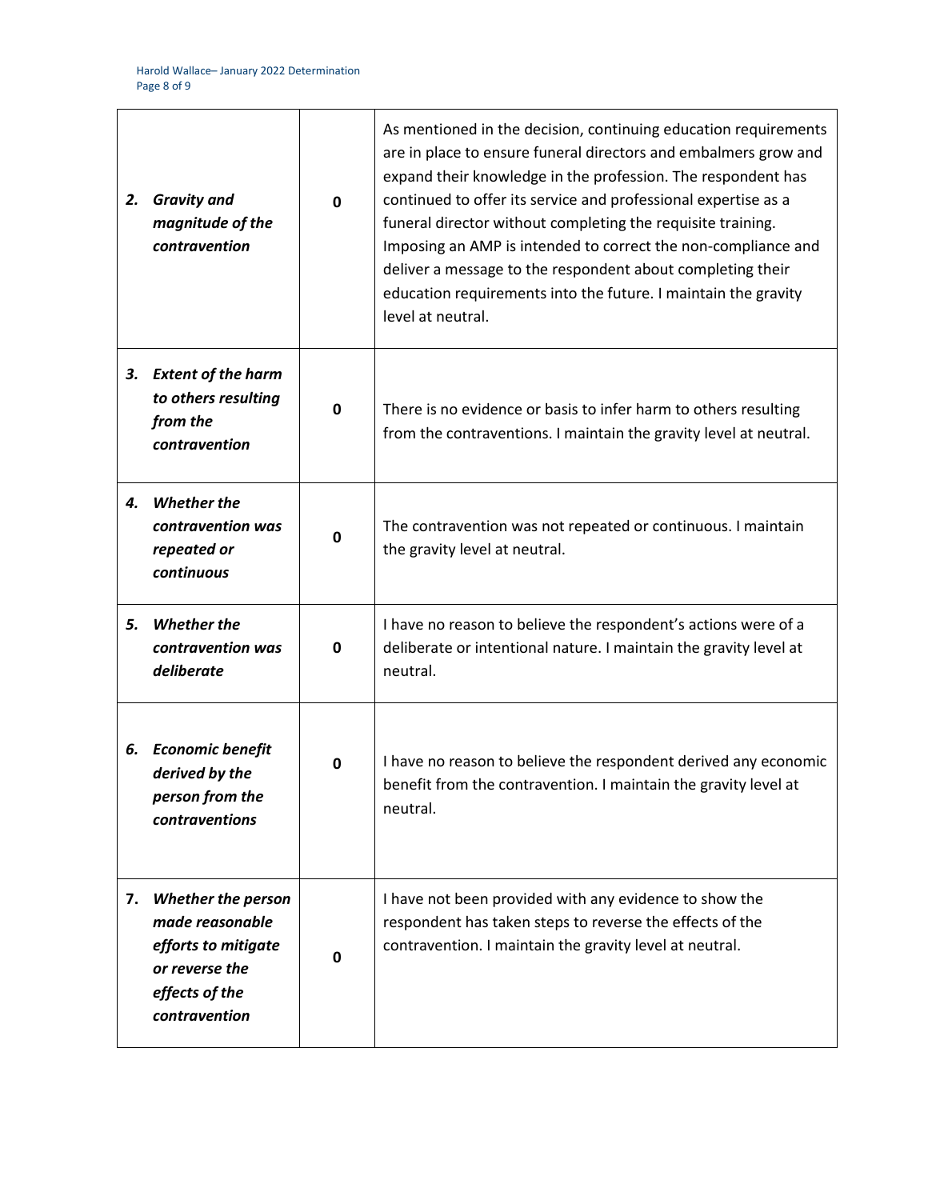| | | |
|---|---|---|
| **2.** ***Gravity and magnitude of the contravention*** | **0** | As mentioned in the decision, continuing education requirements are in place to ensure funeral directors and embalmers grow and expand their knowledge in the profession. The respondent has continued to offer its service and professional expertise as a funeral director without completing the requisite training. Imposing an AMP is intended to correct the non-compliance and deliver a message to the respondent about completing their education requirements into the future. I maintain the gravity level at neutral. |
| **3.** ***Extent of the harm to others resulting from the contravention*** | **0** | There is no evidence or basis to infer harm to others resulting from the contraventions. I maintain the gravity level at neutral. |
| **4.** ***Whether the contravention was repeated or continuous*** | **0** | The contravention was not repeated or continuous. I maintain the gravity level at neutral. |
| **5.** ***Whether the contravention was deliberate*** | **0** | I have no reason to believe the respondent's actions were of a deliberate or intentional nature. I maintain the gravity level at neutral. |
| **6.** ***Economic benefit derived by the person from the contraventions*** | **0** | I have no reason to believe the respondent derived any economic benefit from the contravention. I maintain the gravity level at neutral. |
| **7.** ***Whether the person made reasonable efforts to mitigate or reverse the effects of the contravention*** | **0** | I have not been provided with any evidence to show the respondent has taken steps to reverse the effects of the contravention. I maintain the gravity level at neutral. |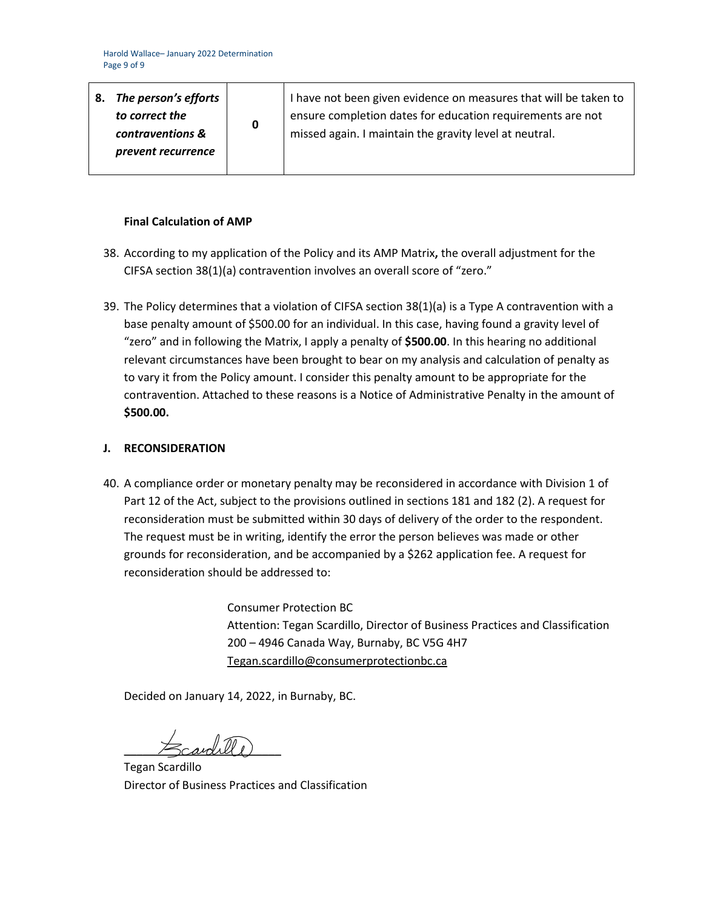| | | |
|---|---|---|
| 8. ***The person's efforts to correct the contraventions & prevent recurrence*** | **0** | I have not been given evidence on measures that will be taken to ensure completion dates for education requirements are not missed again. I maintain the gravity level at neutral. |

**Final Calculation of AMP**

38. According to my application of the Policy and its AMP Matrix**,** the overall adjustment for the CIFSA section 38(1)(a) contravention involves an overall score of "zero."

39. The Policy determines that a violation of CIFSA section 38(1)(a) is a Type A contravention with a base penalty amount of $500.00 for an individual. In this case, having found a gravity level of "zero" and in following the Matrix, I apply a penalty of **$500.00**. In this hearing no additional relevant circumstances have been brought to bear on my analysis and calculation of penalty as to vary it from the Policy amount. I consider this penalty amount to be appropriate for the contravention. Attached to these reasons is a Notice of Administrative Penalty in the amount of **$500.00.**

## J. RECONSIDERATION

40. A compliance order or monetary penalty may be reconsidered in accordance with Division 1 of Part 12 of the Act, subject to the provisions outlined in sections 181 and 182 (2). A request for reconsideration must be submitted within 30 days of delivery of the order to the respondent. The request must be in writing, identify the error the person believes was made or other grounds for reconsideration, and be accompanied by a $262 application fee. A request for reconsideration should be addressed to:

Consumer Protection BC
Attention: Tegan Scardillo, Director of Business Practices and Classification
200 – 4946 Canada Way, Burnaby, BC V5G 4H7
Tegan.scardillo@consumerprotectionbc.ca

Decided on January 14, 2022, in Burnaby, BC.

Tegan Scardillo
Director of Business Practices and Classification